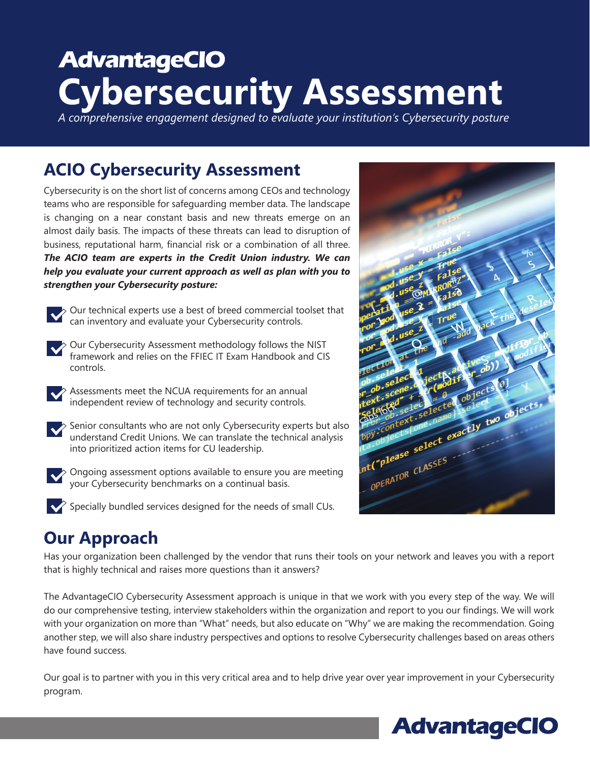AdvantageCIO

# Cybersecurity Assessment

*A comprehensive engagement designed to evaluate your institution's Cybersecurity posture*

## ACIO Cybersecurity Assessment

Cybersecurity is on the short list of concerns among CEOs and technology teams who are responsible for safeguarding member data. The landscape is changing on a near constant basis and new threats emerge on an almost daily basis. The impacts of these threats can lead to disruption of business, reputational harm, financial risk or a combination of all three. ***The ACIO team are experts in the Credit Union industry. We can help you evaluate your current approach as well as plan with you to strengthen your Cybersecurity posture:***

- Our technical experts use a best of breed commercial toolset that can inventory and evaluate your Cybersecurity controls.
- Our Cybersecurity Assessment methodology follows the NIST framework and relies on the FFIEC IT Exam Handbook and CIS controls.
- Assessments meet the NCUA requirements for an annual independent review of technology and security controls.
- Senior consultants who are not only Cybersecurity experts but also understand Credit Unions. We can translate the technical analysis into prioritized action items for CU leadership.
- Ongoing assessment options available to ensure you are meeting your Cybersecurity benchmarks on a continual basis.
- Specially bundled services designed for the needs of small CUs.

## Our Approach

Has your organization been challenged by the vendor that runs their tools on your network and leaves you with a report that is highly technical and raises more questions than it answers?

The AdvantageCIO Cybersecurity Assessment approach is unique in that we work with you every step of the way. We will do our comprehensive testing, interview stakeholders within the organization and report to you our findings. We will work with your organization on more than "What" needs, but also educate on "Why" we are making the recommendation. Going another step, we will also share industry perspectives and options to resolve Cybersecurity challenges based on areas others have found success.

Our goal is to partner with you in this very critical area and to help drive year over year improvement in your Cybersecurity program.

AdvantageCIO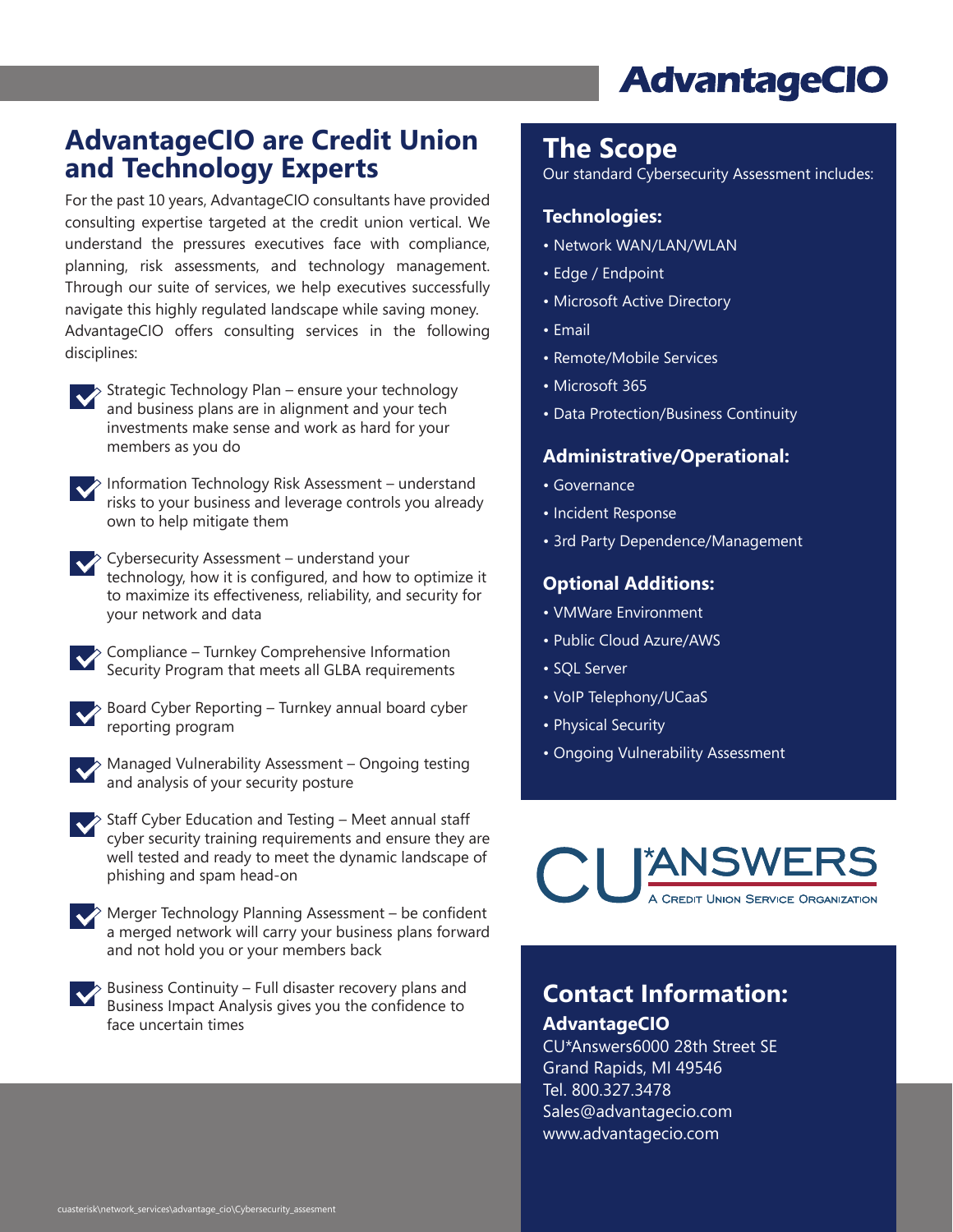# AdvantageCIO

## AdvantageCIO are Credit Union and Technology Experts

For the past 10 years, AdvantageCIO consultants have provided consulting expertise targeted at the credit union vertical. We understand the pressures executives face with compliance, planning, risk assessments, and technology management. Through our suite of services, we help executives successfully navigate this highly regulated landscape while saving money.

AdvantageCIO offers consulting services in the following disciplines:

- Strategic Technology Plan – ensure your technology and business plans are in alignment and your tech investments make sense and work as hard for your members as you do
- Information Technology Risk Assessment – understand risks to your business and leverage controls you already own to help mitigate them
- Cybersecurity Assessment – understand your technology, how it is configured, and how to optimize it to maximize its effectiveness, reliability, and security for your network and data
- Compliance – Turnkey Comprehensive Information Security Program that meets all GLBA requirements
- Board Cyber Reporting – Turnkey annual board cyber reporting program
- Managed Vulnerability Assessment – Ongoing testing and analysis of your security posture
- Staff Cyber Education and Testing – Meet annual staff cyber security training requirements and ensure they are well tested and ready to meet the dynamic landscape of phishing and spam head-on
- Merger Technology Planning Assessment – be confident a merged network will carry your business plans forward and not hold you or your members back
- Business Continuity – Full disaster recovery plans and Business Impact Analysis gives you the confidence to face uncertain times

## The Scope

Our standard Cybersecurity Assessment includes:

### Technologies:

- Network WAN/LAN/WLAN
- Edge / Endpoint
- Microsoft Active Directory
- Email
- Remote/Mobile Services
- Microsoft 365
- Data Protection/Business Continuity

### Administrative/Operational:

- Governance
- Incident Response
- 3rd Party Dependence/Management

### Optional Additions:

- VMWare Environment
- Public Cloud Azure/AWS
- SQL Server
- VoIP Telephony/UCaaS
- Physical Security
- Ongoing Vulnerability Assessment

CU*ANSWERS
A Credit Union Service Organization

## Contact Information:

**AdvantageCIO**
CU*Answers6000 28th Street SE
Grand Rapids, MI 49546
Tel. 800.327.3478
Sales@advantagecio.com
www.advantagecio.com

cuasterisk\network_services\advantage_cio\Cybersecurity_assesment